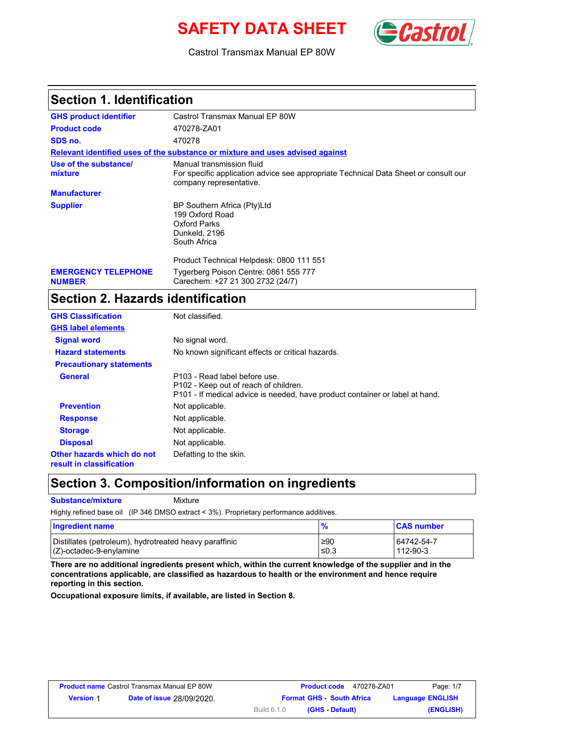# SAFETY DATA SHEET

Castrol Transmax Manual EP 80W

## Section 1. Identification

| | |
|---|---|
| **GHS product identifier** | Castrol Transmax Manual EP 80W |
| **Product code** | 470278-ZA01 |
| **SDS no.** | 470278 |

**Relevant identified uses of the substance or mixture and uses advised against**

| | |
|---|---|
| **Use of the substance/ mixture** | Manual transmission fluid<br>For specific application advice see appropriate Technical Data Sheet or consult our company representative. |
| **Manufacturer** | |
| **Supplier** | BP Southern Africa (Pty)Ltd<br>199 Oxford Road<br>Oxford Parks<br>Dunkeld, 2196<br>South Africa<br><br>Product Technical Helpdesk: 0800 111 551 |
| **EMERGENCY TELEPHONE NUMBER** | Tygerberg Poison Centre: 0861 555 777<br>Carechem: +27 21 300 2732 (24/7) |

## Section 2. Hazards identification

| | |
|---|---|
| **GHS Classification** | Not classified. |
| **GHS label elements** | |
| **Signal word** | No signal word. |
| **Hazard statements** | No known significant effects or critical hazards. |
| **Precautionary statements** | |
| **General** | P103 - Read label before use.<br>P102 - Keep out of reach of children.<br>P101 - If medical advice is needed, have product container or label at hand. |
| **Prevention** | Not applicable. |
| **Response** | Not applicable. |
| **Storage** | Not applicable. |
| **Disposal** | Not applicable. |
| **Other hazards which do not result in classification** | Defatting to the skin. |

## Section 3. Composition/information on ingredients

**Substance/mixture** Mixture

Highly refined base oil (IP 346 DMSO extract < 3%). Proprietary performance additives.

| Ingredient name | % | CAS number |
|---|---|---|
| Distillates (petroleum), hydrotreated heavy paraffinic | ≥90 | 64742-54-7 |
| (Z)-octadec-9-enylamine | ≤0.3 | 112-90-3 |

**There are no additional ingredients present which, within the current knowledge of the supplier and in the concentrations applicable, are classified as hazardous to health or the environment and hence require reporting in this section.**

**Occupational exposure limits, if available, are listed in Section 8.**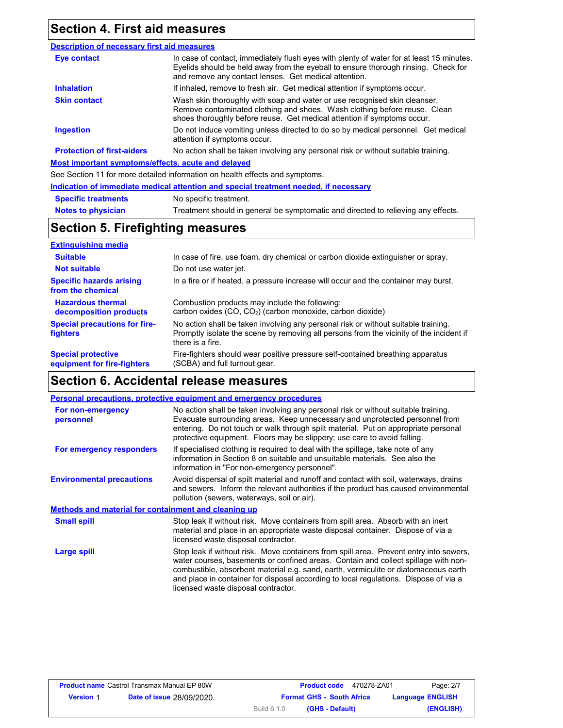## Section 4. First aid measures

### Description of necessary first aid measures

| | |
|---|---|
| **Eye contact** | In case of contact, immediately flush eyes with plenty of water for at least 15 minutes. Eyelids should be held away from the eyeball to ensure thorough rinsing. Check for and remove any contact lenses. Get medical attention. |
| **Inhalation** | If inhaled, remove to fresh air. Get medical attention if symptoms occur. |
| **Skin contact** | Wash skin thoroughly with soap and water or use recognised skin cleanser. Remove contaminated clothing and shoes. Wash clothing before reuse. Clean shoes thoroughly before reuse. Get medical attention if symptoms occur. |
| **Ingestion** | Do not induce vomiting unless directed to do so by medical personnel. Get medical attention if symptoms occur. |
| **Protection of first-aiders** | No action shall be taken involving any personal risk or without suitable training. |

### Most important symptoms/effects, acute and delayed

See Section 11 for more detailed information on health effects and symptoms.

### Indication of immediate medical attention and special treatment needed, if necessary

| | |
|---|---|
| **Specific treatments** | No specific treatment. |
| **Notes to physician** | Treatment should in general be symptomatic and directed to relieving any effects. |

## Section 5. Firefighting measures

### Extinguishing media

| | |
|---|---|
| **Suitable** | In case of fire, use foam, dry chemical or carbon dioxide extinguisher or spray. |
| **Not suitable** | Do not use water jet. |
| **Specific hazards arising from the chemical** | In a fire or if heated, a pressure increase will occur and the container may burst. |
| **Hazardous thermal decomposition products** | Combustion products may include the following: carbon oxides (CO, $CO_2$) (carbon monoxide, carbon dioxide) |
| **Special precautions for fire-fighters** | No action shall be taken involving any personal risk or without suitable training. Promptly isolate the scene by removing all persons from the vicinity of the incident if there is a fire. |
| **Special protective equipment for fire-fighters** | Fire-fighters should wear positive pressure self-contained breathing apparatus (SCBA) and full turnout gear. |

## Section 6. Accidental release measures

### Personal precautions, protective equipment and emergency procedures

| | |
|---|---|
| **For non-emergency personnel** | No action shall be taken involving any personal risk or without suitable training. Evacuate surrounding areas. Keep unnecessary and unprotected personnel from entering. Do not touch or walk through spilt material. Put on appropriate personal protective equipment. Floors may be slippery; use care to avoid falling. |
| **For emergency responders** | If specialised clothing is required to deal with the spillage, take note of any information in Section 8 on suitable and unsuitable materials. See also the information in "For non-emergency personnel". |
| **Environmental precautions** | Avoid dispersal of spilt material and runoff and contact with soil, waterways, drains and sewers. Inform the relevant authorities if the product has caused environmental pollution (sewers, waterways, soil or air). |

### Methods and material for containment and cleaning up

| | |
|---|---|
| **Small spill** | Stop leak if without risk. Move containers from spill area. Absorb with an inert material and place in an appropriate waste disposal container. Dispose of via a licensed waste disposal contractor. |
| **Large spill** | Stop leak if without risk. Move containers from spill area. Prevent entry into sewers, water courses, basements or confined areas. Contain and collect spillage with non-combustible, absorbent material e.g. sand, earth, vermiculite or diatomaceous earth and place in container for disposal according to local regulations. Dispose of via a licensed waste disposal contractor. |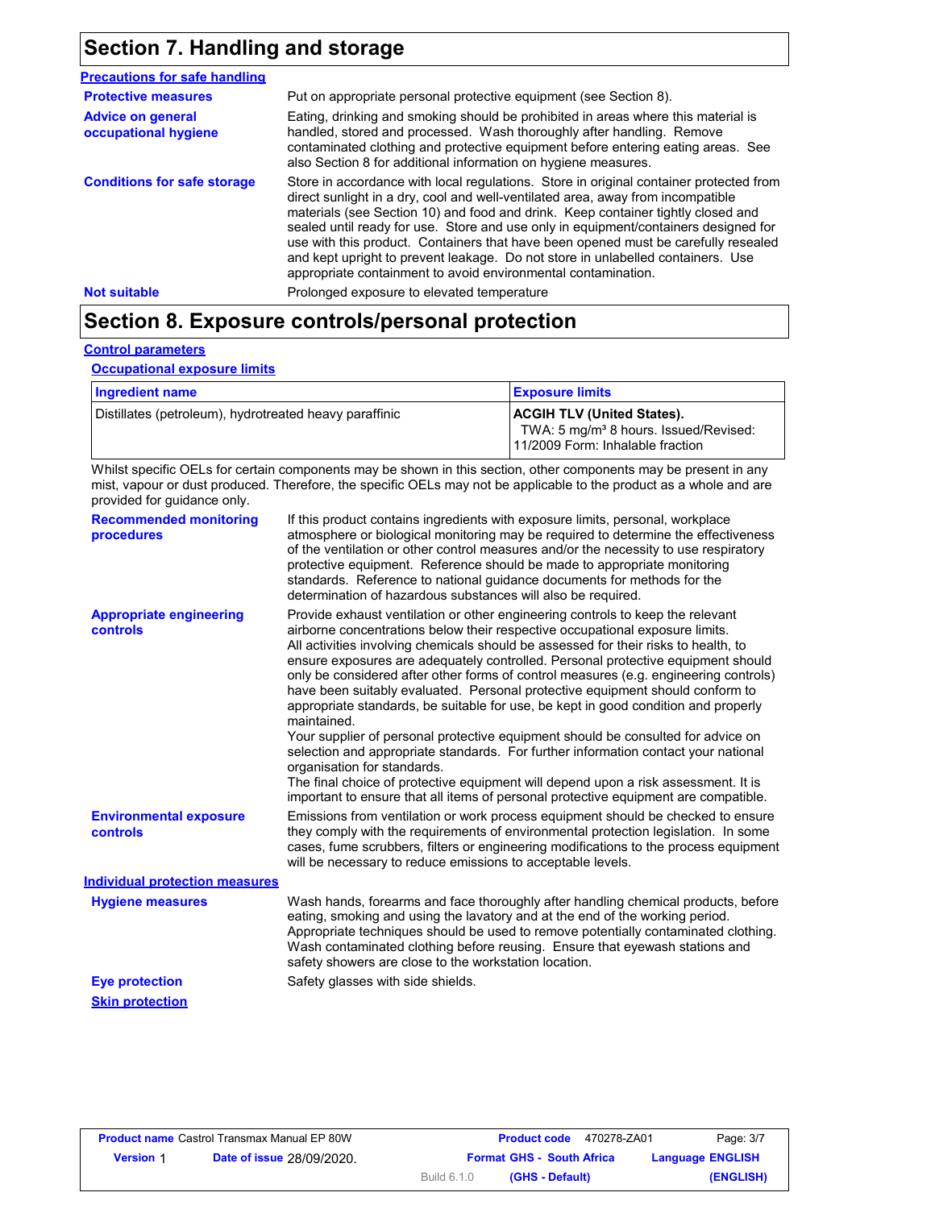## Section 7. Handling and storage

**Precautions for safe handling**

**Protective measures** Put on appropriate personal protective equipment (see Section 8).

**Advice on general occupational hygiene** Eating, drinking and smoking should be prohibited in areas where this material is handled, stored and processed. Wash thoroughly after handling. Remove contaminated clothing and protective equipment before entering eating areas. See also Section 8 for additional information on hygiene measures.

**Conditions for safe storage** Store in accordance with local regulations. Store in original container protected from direct sunlight in a dry, cool and well-ventilated area, away from incompatible materials (see Section 10) and food and drink. Keep container tightly closed and sealed until ready for use. Store and use only in equipment/containers designed for use with this product. Containers that have been opened must be carefully resealed and kept upright to prevent leakage. Do not store in unlabelled containers. Use appropriate containment to avoid environmental contamination.

**Not suitable** Prolonged exposure to elevated temperature

## Section 8. Exposure controls/personal protection

**Control parameters**

**Occupational exposure limits**

| Ingredient name | Exposure limits |
|---|---|
| Distillates (petroleum), hydrotreated heavy paraffinic | **ACGIH TLV (United States).** TWA: 5 mg/m³ 8 hours. Issued/Revised: 11/2009 Form: Inhalable fraction |

Whilst specific OELs for certain components may be shown in this section, other components may be present in any mist, vapour or dust produced. Therefore, the specific OELs may not be applicable to the product as a whole and are provided for guidance only.

**Recommended monitoring procedures** If this product contains ingredients with exposure limits, personal, workplace atmosphere or biological monitoring may be required to determine the effectiveness of the ventilation or other control measures and/or the necessity to use respiratory protective equipment. Reference should be made to appropriate monitoring standards. Reference to national guidance documents for methods for the determination of hazardous substances will also be required.

**Appropriate engineering controls** Provide exhaust ventilation or other engineering controls to keep the relevant airborne concentrations below their respective occupational exposure limits.
All activities involving chemicals should be assessed for their risks to health, to ensure exposures are adequately controlled. Personal protective equipment should only be considered after other forms of control measures (e.g. engineering controls) have been suitably evaluated. Personal protective equipment should conform to appropriate standards, be suitable for use, be kept in good condition and properly maintained.
Your supplier of personal protective equipment should be consulted for advice on selection and appropriate standards. For further information contact your national organisation for standards.
The final choice of protective equipment will depend upon a risk assessment. It is important to ensure that all items of personal protective equipment are compatible.

**Environmental exposure controls** Emissions from ventilation or work process equipment should be checked to ensure they comply with the requirements of environmental protection legislation. In some cases, fume scrubbers, filters or engineering modifications to the process equipment will be necessary to reduce emissions to acceptable levels.

**Individual protection measures**

**Hygiene measures** Wash hands, forearms and face thoroughly after handling chemical products, before eating, smoking and using the lavatory and at the end of the working period. Appropriate techniques should be used to remove potentially contaminated clothing. Wash contaminated clothing before reusing. Ensure that eyewash stations and safety showers are close to the workstation location.

**Eye protection** Safety glasses with side shields.

**Skin protection**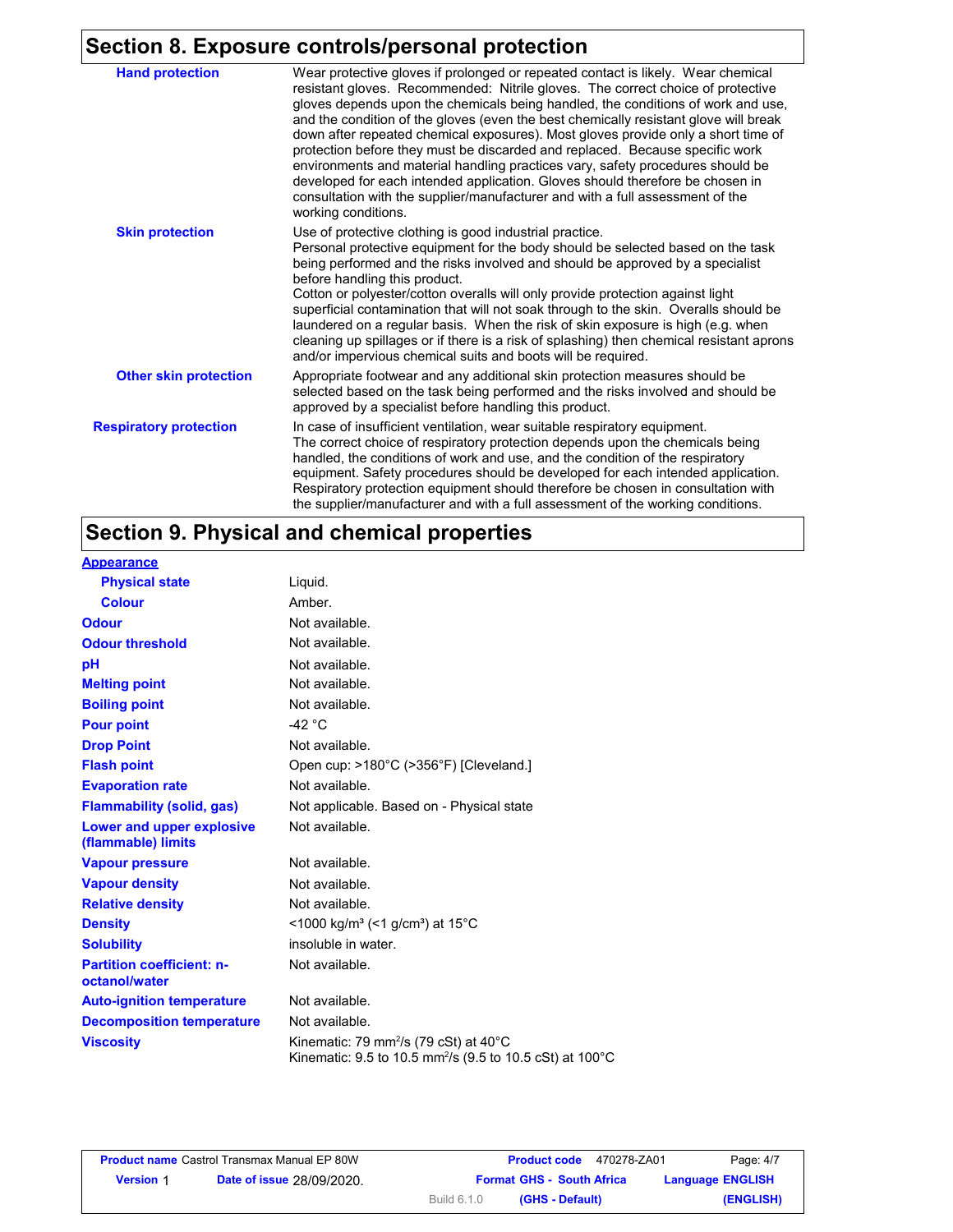## Section 8. Exposure controls/personal protection

| | |
|---|---|
| **Hand protection** | Wear protective gloves if prolonged or repeated contact is likely. Wear chemical resistant gloves. Recommended: Nitrile gloves. The correct choice of protective gloves depends upon the chemicals being handled, the conditions of work and use, and the condition of the gloves (even the best chemically resistant glove will break down after repeated chemical exposures). Most gloves provide only a short time of protection before they must be discarded and replaced. Because specific work environments and material handling practices vary, safety procedures should be developed for each intended application. Gloves should therefore be chosen in consultation with the supplier/manufacturer and with a full assessment of the working conditions. |
| **Skin protection** | Use of protective clothing is good industrial practice. Personal protective equipment for the body should be selected based on the task being performed and the risks involved and should be approved by a specialist before handling this product. Cotton or polyester/cotton overalls will only provide protection against light superficial contamination that will not soak through to the skin. Overalls should be laundered on a regular basis. When the risk of skin exposure is high (e.g. when cleaning up spillages or if there is a risk of splashing) then chemical resistant aprons and/or impervious chemical suits and boots will be required. |
| **Other skin protection** | Appropriate footwear and any additional skin protection measures should be selected based on the task being performed and the risks involved and should be approved by a specialist before handling this product. |
| **Respiratory protection** | In case of insufficient ventilation, wear suitable respiratory equipment. The correct choice of respiratory protection depends upon the chemicals being handled, the conditions of work and use, and the condition of the respiratory equipment. Safety procedures should be developed for each intended application. Respiratory protection equipment should therefore be chosen in consultation with the supplier/manufacturer and with a full assessment of the working conditions. |

## Section 9. Physical and chemical properties

| | |
|---|---|
| **Appearance** | |
| **Physical state** | Liquid. |
| **Colour** | Amber. |
| **Odour** | Not available. |
| **Odour threshold** | Not available. |
| **pH** | Not available. |
| **Melting point** | Not available. |
| **Boiling point** | Not available. |
| **Pour point** | -42 °C |
| **Drop Point** | Not available. |
| **Flash point** | Open cup: >180°C (>356°F) [Cleveland.] |
| **Evaporation rate** | Not available. |
| **Flammability (solid, gas)** | Not applicable. Based on - Physical state |
| **Lower and upper explosive (flammable) limits** | Not available. |
| **Vapour pressure** | Not available. |
| **Vapour density** | Not available. |
| **Relative density** | Not available. |
| **Density** | <1000 kg/m³ (<1 g/cm³) at 15°C |
| **Solubility** | insoluble in water. |
| **Partition coefficient: n-octanol/water** | Not available. |
| **Auto-ignition temperature** | Not available. |
| **Decomposition temperature** | Not available. |
| **Viscosity** | Kinematic: 79 $mm^2/s$ (79 cSt) at 40°C<br>Kinematic: 9.5 to 10.5 $mm^2/s$ (9.5 to 10.5 cSt) at 100°C |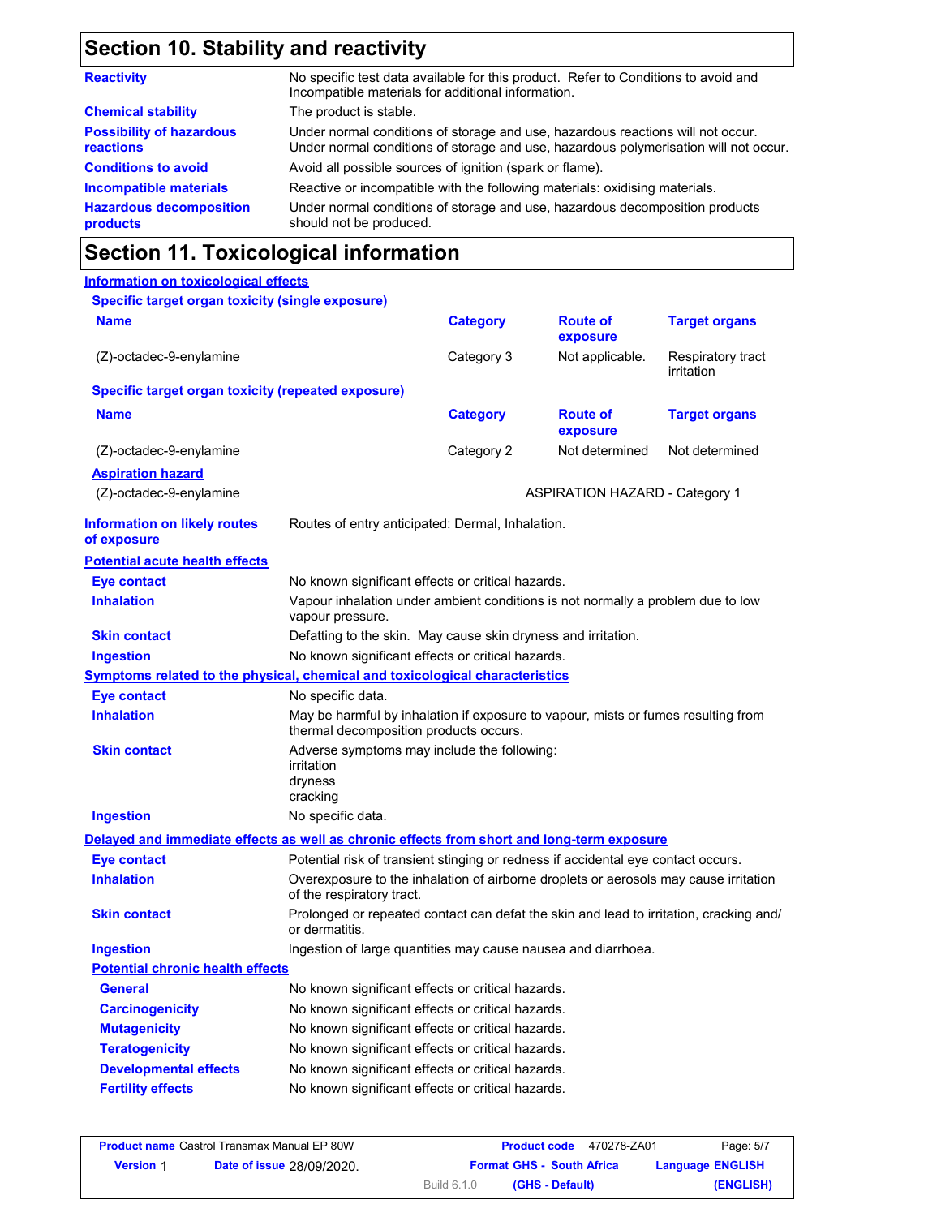## Section 10. Stability and reactivity

| | |
|---|---|
| **Reactivity** | No specific test data available for this product. Refer to Conditions to avoid and Incompatible materials for additional information. |
| **Chemical stability** | The product is stable. |
| **Possibility of hazardous reactions** | Under normal conditions of storage and use, hazardous reactions will not occur. Under normal conditions of storage and use, hazardous polymerisation will not occur. |
| **Conditions to avoid** | Avoid all possible sources of ignition (spark or flame). |
| **Incompatible materials** | Reactive or incompatible with the following materials: oxidising materials. |
| **Hazardous decomposition products** | Under normal conditions of storage and use, hazardous decomposition products should not be produced. |

## Section 11. Toxicological information

### Information on toxicological effects

**Specific target organ toxicity (single exposure)**

| Name | Category | Route of exposure | Target organs |
|---|---|---|---|
| (Z)-octadec-9-enylamine | Category 3 | Not applicable. | Respiratory tract irritation |

**Specific target organ toxicity (repeated exposure)**

| Name | Category | Route of exposure | Target organs |
|---|---|---|---|
| (Z)-octadec-9-enylamine | Category 2 | Not determined | Not determined |

**Aspiration hazard**

| | |
|---|---|
| (Z)-octadec-9-enylamine | ASPIRATION HAZARD - Category 1 |

**Information on likely routes of exposure**: Routes of entry anticipated: Dermal, Inhalation.

**Potential acute health effects**

| | |
|---|---|
| **Eye contact** | No known significant effects or critical hazards. |
| **Inhalation** | Vapour inhalation under ambient conditions is not normally a problem due to low vapour pressure. |
| **Skin contact** | Defatting to the skin. May cause skin dryness and irritation. |
| **Ingestion** | No known significant effects or critical hazards. |

**Symptoms related to the physical, chemical and toxicological characteristics**

| | |
|---|---|
| **Eye contact** | No specific data. |
| **Inhalation** | May be harmful by inhalation if exposure to vapour, mists or fumes resulting from thermal decomposition products occurs. |
| **Skin contact** | Adverse symptoms may include the following: irritation, dryness, cracking |
| **Ingestion** | No specific data. |

**Delayed and immediate effects as well as chronic effects from short and long-term exposure**

| | |
|---|---|
| **Eye contact** | Potential risk of transient stinging or redness if accidental eye contact occurs. |
| **Inhalation** | Overexposure to the inhalation of airborne droplets or aerosols may cause irritation of the respiratory tract. |
| **Skin contact** | Prolonged or repeated contact can defat the skin and lead to irritation, cracking and/or dermatitis. |
| **Ingestion** | Ingestion of large quantities may cause nausea and diarrhoea. |

**Potential chronic health effects**

| | |
|---|---|
| **General** | No known significant effects or critical hazards. |
| **Carcinogenicity** | No known significant effects or critical hazards. |
| **Mutagenicity** | No known significant effects or critical hazards. |
| **Teratogenicity** | No known significant effects or critical hazards. |
| **Developmental effects** | No known significant effects or critical hazards. |
| **Fertility effects** | No known significant effects or critical hazards. |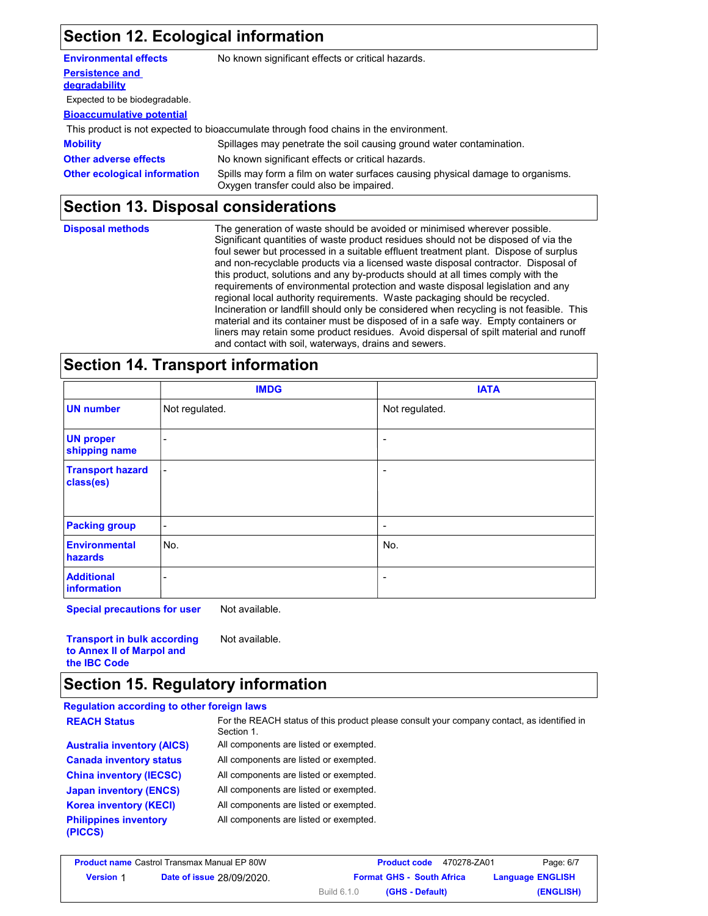## Section 12. Ecological information

**Environmental effects** No known significant effects or critical hazards.

**Persistence and degradability**

Expected to be biodegradable.

**Bioaccumulative potential**

This product is not expected to bioaccumulate through food chains in the environment.

**Mobility** Spillages may penetrate the soil causing ground water contamination.

**Other adverse effects** No known significant effects or critical hazards.

**Other ecological information** Spills may form a film on water surfaces causing physical damage to organisms. Oxygen transfer could also be impaired.

## Section 13. Disposal considerations

**Disposal methods** The generation of waste should be avoided or minimised wherever possible. Significant quantities of waste product residues should not be disposed of via the foul sewer but processed in a suitable effluent treatment plant. Dispose of surplus and non-recyclable products via a licensed waste disposal contractor. Disposal of this product, solutions and any by-products should at all times comply with the requirements of environmental protection and waste disposal legislation and any regional local authority requirements. Waste packaging should be recycled. Incineration or landfill should only be considered when recycling is not feasible. This material and its container must be disposed of in a safe way. Empty containers or liners may retain some product residues. Avoid dispersal of spilt material and runoff and contact with soil, waterways, drains and sewers.

## Section 14. Transport information

| | IMDG | IATA |
|---|---|---|
| **UN number** | Not regulated. | Not regulated. |
| **UN proper shipping name** | - | - |
| **Transport hazard class(es)** | - | - |
| **Packing group** | - | - |
| **Environmental hazards** | No. | No. |
| **Additional information** | - | - |

**Special precautions for user** Not available.

**Transport in bulk according to Annex II of Marpol and the IBC Code** Not available.

## Section 15. Regulatory information

**Regulation according to other foreign laws**

**REACH Status** For the REACH status of this product please consult your company contact, as identified in Section 1.

**Australia inventory (AICS)** All components are listed or exempted.

**Canada inventory status** All components are listed or exempted.

**China inventory (IECSC)** All components are listed or exempted.

**Japan inventory (ENCS)** All components are listed or exempted.

**Korea inventory (KECI)** All components are listed or exempted.

**Philippines inventory (PICCS)** All components are listed or exempted.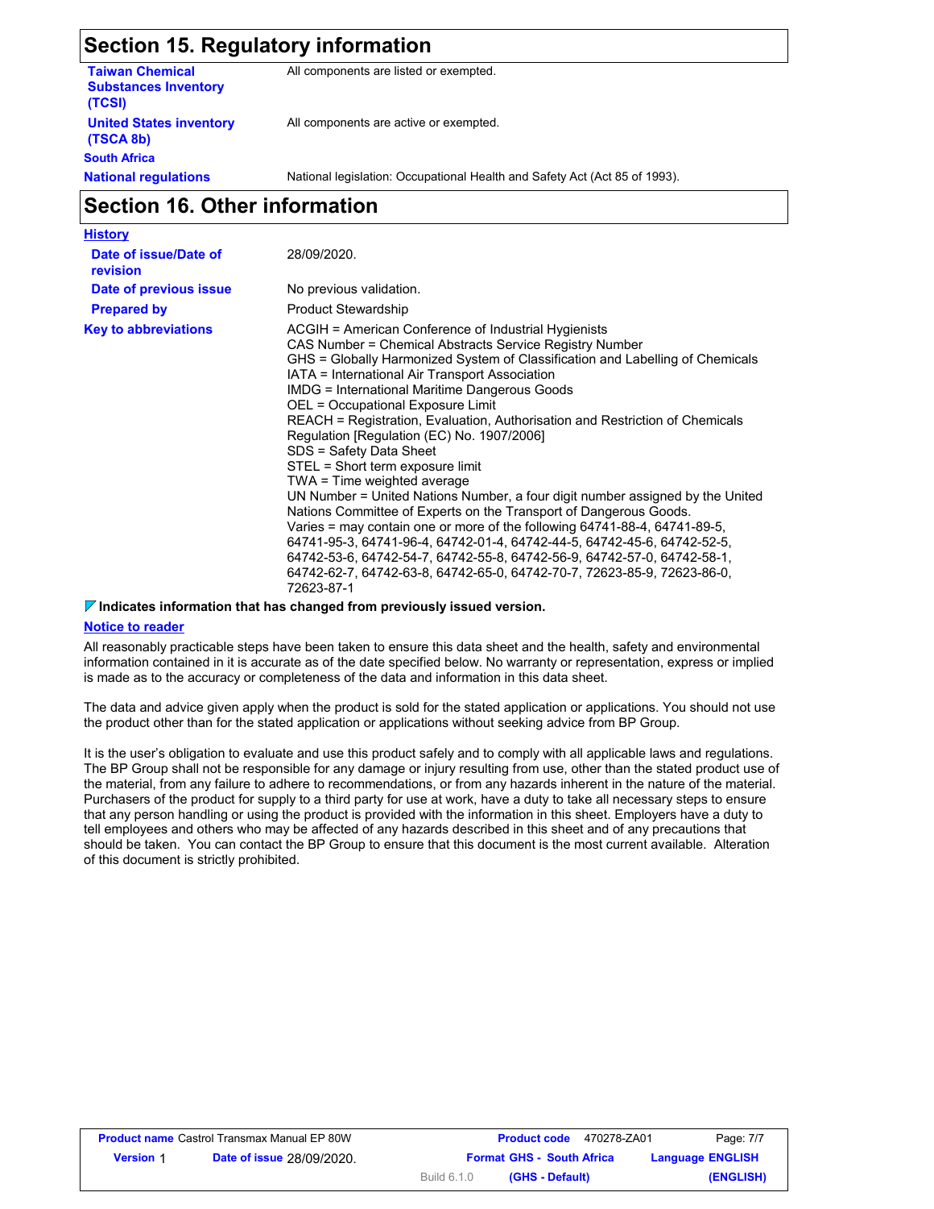## Section 15. Regulatory information

| | |
|---|---|
| **Taiwan Chemical Substances Inventory (TCSI)** | All components are listed or exempted. |
| **United States inventory (TSCA 8b)** | All components are active or exempted. |

**South Africa**

| | |
|---|---|
| **National regulations** | National legislation: Occupational Health and Safety Act (Act 85 of 1993). |

## Section 16. Other information

**History**

| | |
|---|---|
| **Date of issue/Date of revision** | 28/09/2020. |
| **Date of previous issue** | No previous validation. |
| **Prepared by** | Product Stewardship |

**Key to abbreviations**

ACGIH = American Conference of Industrial Hygienists
CAS Number = Chemical Abstracts Service Registry Number
GHS = Globally Harmonized System of Classification and Labelling of Chemicals
IATA = International Air Transport Association
IMDG = International Maritime Dangerous Goods
OEL = Occupational Exposure Limit
REACH = Registration, Evaluation, Authorisation and Restriction of Chemicals Regulation [Regulation (EC) No. 1907/2006]
SDS = Safety Data Sheet
STEL = Short term exposure limit
TWA = Time weighted average
UN Number = United Nations Number, a four digit number assigned by the United Nations Committee of Experts on the Transport of Dangerous Goods.
Varies = may contain one or more of the following 64741-88-4, 64741-89-5, 64741-95-3, 64741-96-4, 64742-01-4, 64742-44-5, 64742-45-6, 64742-52-5, 64742-53-6, 64742-54-7, 64742-55-8, 64742-56-9, 64742-57-0, 64742-58-1, 64742-62-7, 64742-63-8, 64742-65-0, 64742-70-7, 72623-85-9, 72623-86-0, 72623-87-1

**Indicates information that has changed from previously issued version.**

**Notice to reader**

All reasonably practicable steps have been taken to ensure this data sheet and the health, safety and environmental information contained in it is accurate as of the date specified below. No warranty or representation, express or implied is made as to the accuracy or completeness of the data and information in this data sheet.

The data and advice given apply when the product is sold for the stated application or applications. You should not use the product other than for the stated application or applications without seeking advice from BP Group.

It is the user's obligation to evaluate and use this product safely and to comply with all applicable laws and regulations. The BP Group shall not be responsible for any damage or injury resulting from use, other than the stated product use of the material, from any failure to adhere to recommendations, or from any hazards inherent in the nature of the material. Purchasers of the product for supply to a third party for use at work, have a duty to take all necessary steps to ensure that any person handling or using the product is provided with the information in this sheet. Employers have a duty to tell employees and others who may be affected of any hazards described in this sheet and of any precautions that should be taken. You can contact the BP Group to ensure that this document is the most current available. Alteration of this document is strictly prohibited.